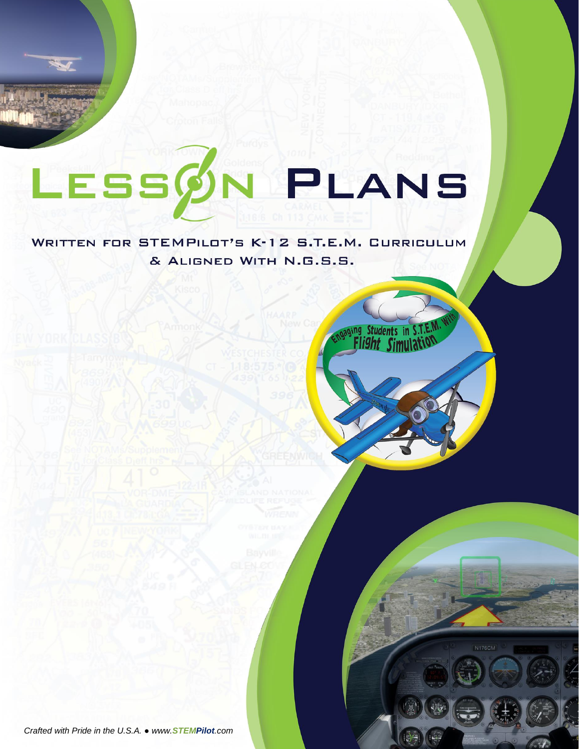# Lesson Plans

## Written for STEMPilot's K-12 S.T.E.M. Curriculum & Aligned With N.G.S.S.

Engaging Students in S.T.E.M. With Flight Simulation

*Crafted with Pride in the U.S.A. ● www.STEMPilot.com*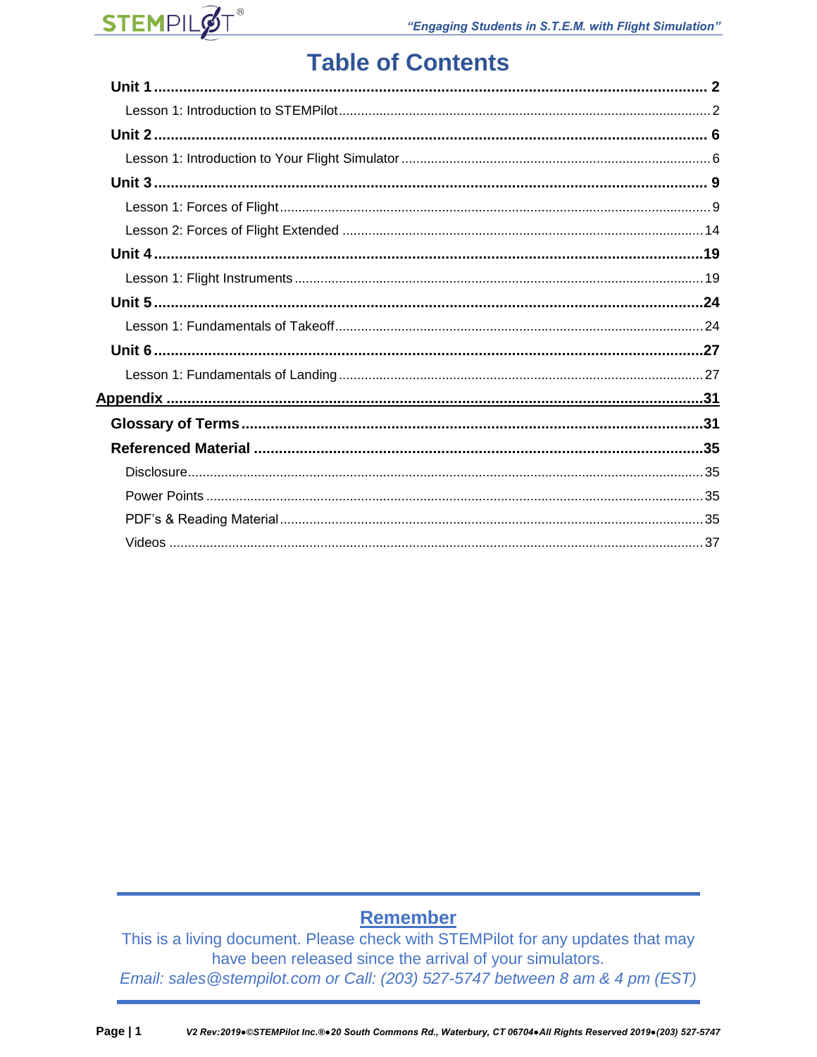# Table of Contents

**Unit 1** ..... **2**

- Lesson 1: Introduction to STEMPilot ..... 2

**Unit 2** ..... **6**

- Lesson 1: Introduction to Your Flight Simulator ..... 6

**Unit 3** ..... **9**

- Lesson 1: Forces of Flight ..... 9
- Lesson 2: Forces of Flight Extended ..... 14

**Unit 4** ..... **19**

- Lesson 1: Flight Instruments ..... 19

**Unit 5** ..... **24**

- Lesson 1: Fundamentals of Takeoff ..... 24

**Unit 6** ..... **27**

- Lesson 1: Fundamentals of Landing ..... 27

**Appendix** ..... **31**

**Glossary of Terms** ..... **31**

**Referenced Material** ..... **35**

- Disclosure ..... 35
- Power Points ..... 35
- PDF's & Reading Material ..... 35
- Videos ..... 37

---

## Remember

This is a living document. Please check with STEMPilot for any updates that may have been released since the arrival of your simulators.

*Email: sales@stempilot.com or Call: (203) 527-5747 between 8 am & 4 pm (EST)*

---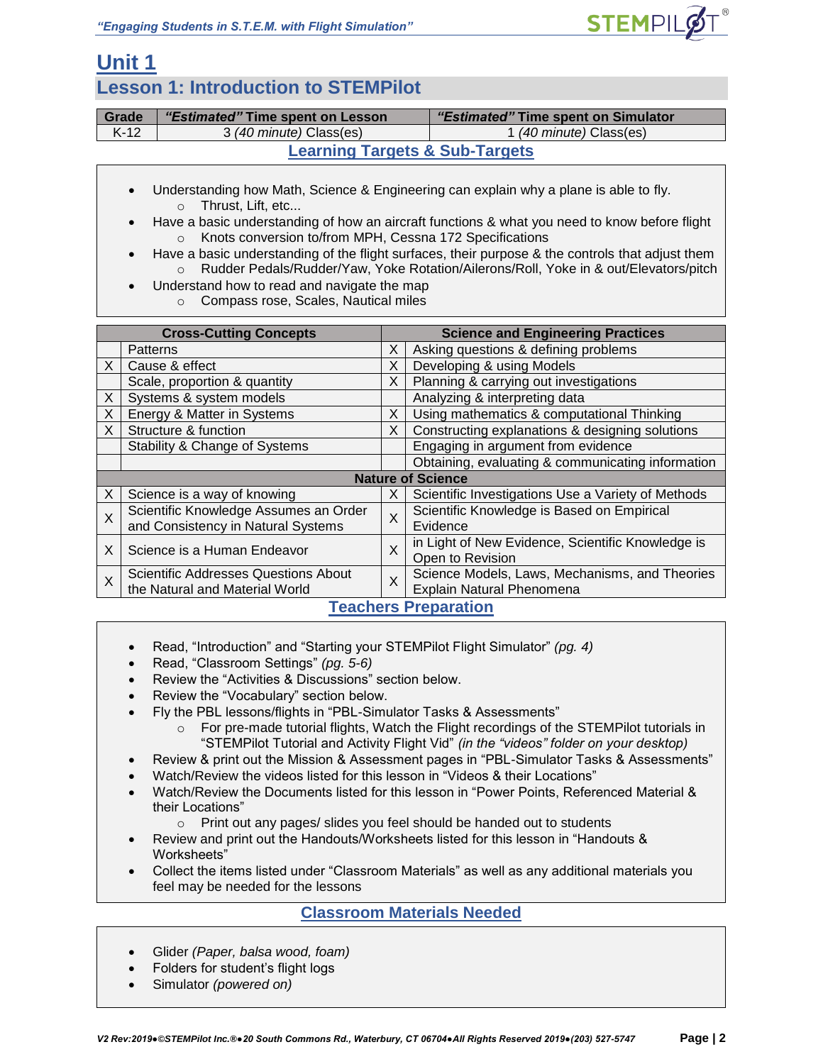# Unit 1

## Lesson 1: Introduction to STEMPilot

| Grade | *"Estimated"* Time spent on Lesson | *"Estimated"* Time spent on Simulator |
|---|---|---|
| K-12 | 3 *(40 minute)* Class(es) | 1 *(40 minute)* Class(es) |

### Learning Targets & Sub-Targets

- Understanding how Math, Science & Engineering can explain why a plane is able to fly.
  - Thrust, Lift, etc...
- Have a basic understanding of how an aircraft functions & what you need to know before flight
  - Knots conversion to/from MPH, Cessna 172 Specifications
- Have a basic understanding of the flight surfaces, their purpose & the controls that adjust them
  - Rudder Pedals/Rudder/Yaw, Yoke Rotation/Ailerons/Roll, Yoke in & out/Elevators/pitch
- Understand how to read and navigate the map
  - Compass rose, Scales, Nautical miles

| | Cross-Cutting Concepts | | Science and Engineering Practices |
|---|---|---|---|
| | Patterns | X | Asking questions & defining problems |
| X | Cause & effect | X | Developing & using Models |
| | Scale, proportion & quantity | X | Planning & carrying out investigations |
| X | Systems & system models | | Analyzing & interpreting data |
| X | Energy & Matter in Systems | X | Using mathematics & computational Thinking |
| X | Structure & function | X | Constructing explanations & designing solutions |
| | Stability & Change of Systems | | Engaging in argument from evidence |
| | | | Obtaining, evaluating & communicating information |
| | **Nature of Science** | | |
| X | Science is a way of knowing | X | Scientific Investigations Use a Variety of Methods |
| X | Scientific Knowledge Assumes an Order and Consistency in Natural Systems | X | Scientific Knowledge is Based on Empirical Evidence |
| X | Science is a Human Endeavor | X | in Light of New Evidence, Scientific Knowledge is Open to Revision |
| X | Scientific Addresses Questions About the Natural and Material World | X | Science Models, Laws, Mechanisms, and Theories Explain Natural Phenomena |

### Teachers Preparation

- Read, "Introduction" and "Starting your STEMPilot Flight Simulator" *(pg. 4)*
- Read, "Classroom Settings" *(pg. 5-6)*
- Review the "Activities & Discussions" section below.
- Review the "Vocabulary" section below.
- Fly the PBL lessons/flights in "PBL-Simulator Tasks & Assessments"
  - For pre-made tutorial flights, Watch the Flight recordings of the STEMPilot tutorials in "STEMPilot Tutorial and Activity Flight Vid" *(in the "videos" folder on your desktop)*
- Review & print out the Mission & Assessment pages in "PBL-Simulator Tasks & Assessments"
- Watch/Review the videos listed for this lesson in "Videos & their Locations"
- Watch/Review the Documents listed for this lesson in "Power Points, Referenced Material & their Locations"
  - Print out any pages/ slides you feel should be handed out to students
- Review and print out the Handouts/Worksheets listed for this lesson in "Handouts & Worksheets"
- Collect the items listed under "Classroom Materials" as well as any additional materials you feel may be needed for the lessons

### Classroom Materials Needed

- Glider *(Paper, balsa wood, foam)*
- Folders for student's flight logs
- Simulator *(powered on)*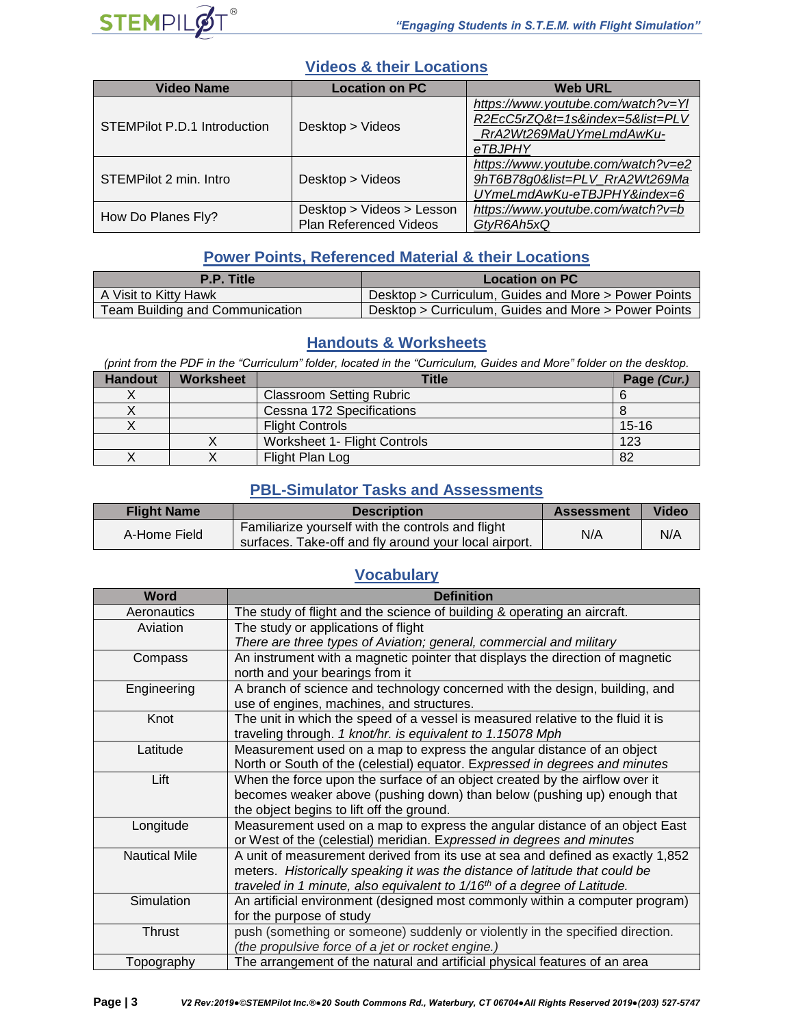## Videos & their Locations

| Video Name | Location on PC | Web URL |
|---|---|---|
| STEMPilot P.D.1 Introduction | Desktop > Videos | *https://www.youtube.com/watch?v=YlR2EcC5rZQ&t=1s&index=5&list=PLV_RrA2Wt269MaUYmeLmdAwKu-eTBJPHY* |
| STEMPilot 2 min. Intro | Desktop > Videos | *https://www.youtube.com/watch?v=e29hT6B78g0&list=PLV_RrA2Wt269MaUYmeLmdAwKu-eTBJPHY&index=6* |
| How Do Planes Fly? | Desktop > Videos > Lesson Plan Referenced Videos | *https://www.youtube.com/watch?v=bGtyR6Ah5xQ* |

## Power Points, Referenced Material & their Locations

| P.P. Title | Location on PC |
|---|---|
| A Visit to Kitty Hawk | Desktop > Curriculum, Guides and More > Power Points |
| Team Building and Communication | Desktop > Curriculum, Guides and More > Power Points |

## Handouts & Worksheets

*(print from the PDF in the "Curriculum" folder, located in the "Curriculum, Guides and More" folder on the desktop.*

| Handout | Worksheet | Title | Page *(Cur.)* |
|---|---|---|---|
| X | | Classroom Setting Rubric | 6 |
| X | | Cessna 172 Specifications | 8 |
| X | | Flight Controls | 15-16 |
| | X | Worksheet 1- Flight Controls | 123 |
| X | X | Flight Plan Log | 82 |

## PBL-Simulator Tasks and Assessments

| Flight Name | Description | Assessment | Video |
|---|---|---|---|
| A-Home Field | Familiarize yourself with the controls and flight surfaces. Take-off and fly around your local airport. | N/A | N/A |

## Vocabulary

| Word | Definition |
|---|---|
| Aeronautics | The study of flight and the science of building & operating an aircraft. |
| Aviation | The study or applications of flight *There are three types of Aviation; general, commercial and military* |
| Compass | An instrument with a magnetic pointer that displays the direction of magnetic north and your bearings from it |
| Engineering | A branch of science and technology concerned with the design, building, and use of engines, machines, and structures. |
| Knot | The unit in which the speed of a vessel is measured relative to the fluid it is traveling through. *1 knot/hr. is equivalent to 1.15078 Mph* |
| Latitude | Measurement used on a map to express the angular distance of an object North or South of the (celestial) equator. E*xpressed in degrees and minutes* |
| Lift | When the force upon the surface of an object created by the airflow over it becomes weaker above (pushing down) than below (pushing up) enough that the object begins to lift off the ground. |
| Longitude | Measurement used on a map to express the angular distance of an object East or West of the (celestial) meridian. E*xpressed in degrees and minutes* |
| Nautical Mile | A unit of measurement derived from its use at sea and defined as exactly 1,852 meters. *Historically speaking it was the distance of latitude that could be traveled in 1 minute, also equivalent to 1/16th of a degree of Latitude.* |
| Simulation | An artificial environment (designed most commonly within a computer program) for the purpose of study |
| Thrust | push (something or someone) suddenly or violently in the specified direction. *(the propulsive force of a jet or rocket engine.)* |
| Topography | The arrangement of the natural and artificial physical features of an area |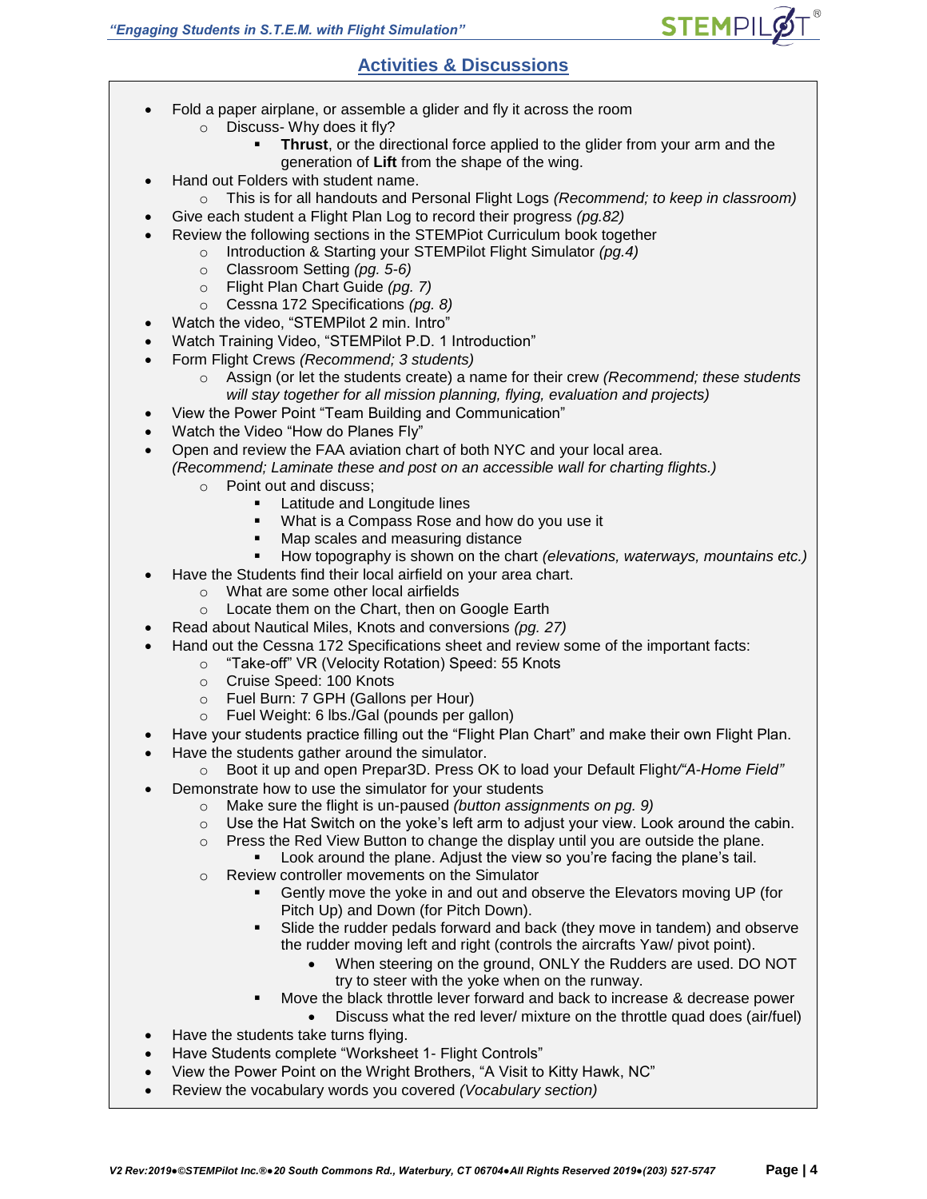## Activities & Discussions

- Fold a paper airplane, or assemble a glider and fly it across the room
  - Discuss- Why does it fly?
    - **Thrust**, or the directional force applied to the glider from your arm and the generation of **Lift** from the shape of the wing.
- Hand out Folders with student name.
  - This is for all handouts and Personal Flight Logs *(Recommend; to keep in classroom)*
- Give each student a Flight Plan Log to record their progress *(pg.82)*
- Review the following sections in the STEMPiot Curriculum book together
  - Introduction & Starting your STEMPilot Flight Simulator *(pg.4)*
  - Classroom Setting *(pg. 5-6)*
  - Flight Plan Chart Guide *(pg. 7)*
  - Cessna 172 Specifications *(pg. 8)*
- Watch the video, "STEMPilot 2 min. Intro"
- Watch Training Video, "STEMPilot P.D. 1 Introduction"
- Form Flight Crews *(Recommend; 3 students)*
  - Assign (or let the students create) a name for their crew *(Recommend; these students will stay together for all mission planning, flying, evaluation and projects)*
- View the Power Point "Team Building and Communication"
- Watch the Video "How do Planes Fly"
- Open and review the FAA aviation chart of both NYC and your local area. *(Recommend; Laminate these and post on an accessible wall for charting flights.)*
  - Point out and discuss;
    - Latitude and Longitude lines
    - What is a Compass Rose and how do you use it
    - Map scales and measuring distance
    - How topography is shown on the chart *(elevations, waterways, mountains etc.)*
- Have the Students find their local airfield on your area chart.
  - What are some other local airfields
  - Locate them on the Chart, then on Google Earth
- Read about Nautical Miles, Knots and conversions *(pg. 27)*
- Hand out the Cessna 172 Specifications sheet and review some of the important facts:
  - "Take-off" VR (Velocity Rotation) Speed: 55 Knots
  - Cruise Speed: 100 Knots
  - Fuel Burn: 7 GPH (Gallons per Hour)
  - Fuel Weight: 6 lbs./Gal (pounds per gallon)
- Have your students practice filling out the "Flight Plan Chart" and make their own Flight Plan.
- Have the students gather around the simulator.
  - Boot it up and open Prepar3D. Press OK to load your Default Flight/*"A-Home Field"*
- Demonstrate how to use the simulator for your students
  - Make sure the flight is un-paused *(button assignments on pg. 9)*
  - Use the Hat Switch on the yoke's left arm to adjust your view. Look around the cabin.
  - Press the Red View Button to change the display until you are outside the plane.
    - Look around the plane. Adjust the view so you're facing the plane's tail.
  - Review controller movements on the Simulator
    - Gently move the yoke in and out and observe the Elevators moving UP (for Pitch Up) and Down (for Pitch Down).
    - Slide the rudder pedals forward and back (they move in tandem) and observe the rudder moving left and right (controls the aircrafts Yaw/ pivot point).
      - When steering on the ground, ONLY the Rudders are used. DO NOT try to steer with the yoke when on the runway.
    - Move the black throttle lever forward and back to increase & decrease power
      - Discuss what the red lever/ mixture on the throttle quad does (air/fuel)
- Have the students take turns flying.
- Have Students complete "Worksheet 1- Flight Controls"
- View the Power Point on the Wright Brothers, "A Visit to Kitty Hawk, NC"
- Review the vocabulary words you covered *(Vocabulary section)*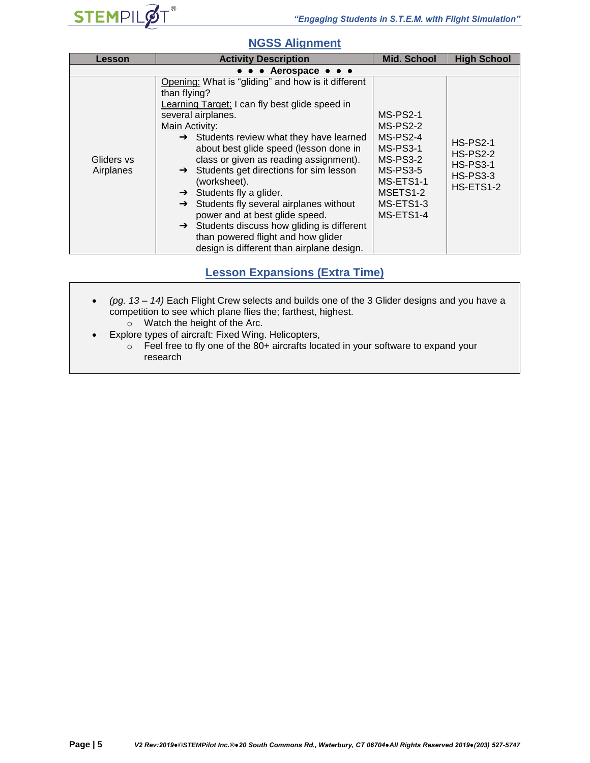## NGSS Alignment

| Lesson | Activity Description | Mid. School | High School |
|---|---|---|---|
| ● ● ● Aerospace ● ● ● | | | |
| Gliders vs Airplanes | Opening: What is “gliding” and how is it different than flying?<br>Learning Target: I can fly best glide speed in several airplanes.<br>Main Activity:<br>➔ Students review what they have learned about best glide speed (lesson done in class or given as reading assignment).<br>➔ Students get directions for sim lesson (worksheet).<br>➔ Students fly a glider.<br>➔ Students fly several airplanes without power and at best glide speed.<br>➔ Students discuss how gliding is different than powered flight and how glider design is different than airplane design. | MS-PS2-1<br>MS-PS2-2<br>MS-PS2-4<br>MS-PS3-1<br>MS-PS3-2<br>MS-PS3-5<br>MS-ETS1-1<br>MSETS1-2<br>MS-ETS1-3<br>MS-ETS1-4 | HS-PS2-1<br>HS-PS2-2<br>HS-PS3-1<br>HS-PS3-3<br>HS-ETS1-2 |

## Lesson Expansions (Extra Time)

- *(pg. 13 – 14)* Each Flight Crew selects and builds one of the 3 Glider designs and you have a competition to see which plane flies the; farthest, highest.
  - Watch the height of the Arc.
- Explore types of aircraft: Fixed Wing. Helicopters,
  - Feel free to fly one of the 80+ aircrafts located in your software to expand your research